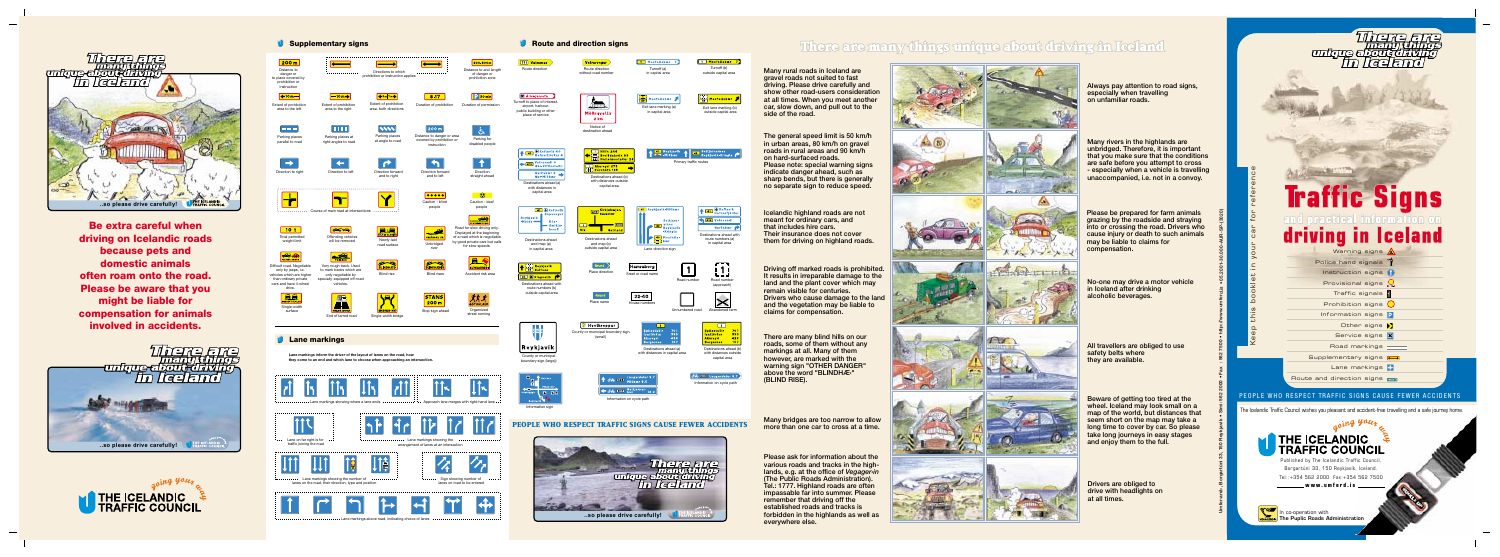# Traffic Signs

## and practical information on driving in Iceland

Keep this booklet in your car for reference

- Warning signs
- Police hand signals
- Instruction signs
- Provisional signs
- Traffic signals
- Prohibition signs
- Information signs
- Other signs
- Service signs
- Road markings
- Supplementary signs
- Lane markings
- Route and direction signs

PEOPLE WHO RESPECT TRAFFIC SIGNS CAUSE FEWER ACCIDENTS

The Icelandic Traffic Council wishes you pleasant and accident-free travelling and a safe journey home.

going your way

THE ICELANDIC TRAFFIC COUNCIL

Published by The Icelandic Traffic Council.
Borgartún 33, 150 Reykjavík, Iceland.
Tel. +354 562 2000 Fax +354 562 7500
www.umferd.is

In co-operation with The Public Roads Administration

## There are many things unique about driving in Iceland

Be extra careful when driving on Icelandic roads because pets and domestic animals often roam onto the road. Please be aware that you might be liable for compensation for animals involved in accidents.

...so please drive carefully!

## Supplementary signs

- 200 m — Distance to danger or to place covered by prohibition or instruction
- Directions in which prohibition or instruction applies
- Distance to and length of danger or prohibition zone
- Extent of prohibition area to the left
- Extent of prohibition area to the right
- Extent of prohibition area, both directions
- 8-17 — Duration of prohibition
- Duration of permission
- Parking places parallel to road
- Parking places at right angles to road
- Parking places at angle to road
- Distance to danger or area covered by prohibition or instruction
- Parking for disabled people
- Direction to right
- Direction to left
- Direction forward and to right
- Direction forward and to left
- Direction straight ahead
- Course of main road at intersections
- Caution - blind people
- Caution - deaf people
- 10 t — Total permitted weight limit
- Oncoming vehicles will be removed
- Heavily laid road surface
- Unbridged river
- Road for four-wheel drives only. Displayed at the beginning of a road which is negotiable by good private cars but safe for slow speeds.
- Difficult road. Negotiable only by Jeeps, i.e. vehicles which are higher than ordinary private cars and have 4-wheel drive.
- Very rough track. Used to mark tracks which are only negotiable by specially equipped off-road vehicles.
- Blind rise
- Blind rises
- Accident risk area
- Single width surface
- End of tarred road
- Single width bridge
- STANS 200 m — Stop sign ahead
- Organized street running

## Lane markings

Lane markings inform the driver of the layout of lanes on the road, how they come to an end and which lane to choose when approaching an intersection.

- Lane markings showing where a lane ends
- Approach lane merges with right-hand lane
- Lane on far right is for traffic joining the road
- Lane markings showing the arrangement of lanes at an intersection
- Lane markings showing the number of lanes on the road, their direction, type and position
- Sign showing number of lanes on road to be entered
- Lane markings above road, indicating choice of lanes

## Route and direction signs

- Route direction
- Route direction without road number
- Turnoff in capital area
- Turnoff outside capital area
- Turnoff to place of interest, church, historic public building or other place of service
- Exit lane marking (s) in capital area
- Exit lane marking (s) outside capital area
- Notice of destination ahead
- Destinations ahead (s) with distances in capital area
- Destinations ahead (s) with distances outside capital area
- Primary traffic routes
- Destinations ahead and road (s) in capital area
- Destinations ahead and road (s) outside capital area
- Lane direction sign
- Destinations ahead (s) with route numbers (s) outside capital area
- Destinations ahead with route numbers (s) outside capital area
- Place direction
- Road or route direction
- Route number
- Route number (approach)
- Place name
- Route number
- Uncontrolled road
- Abandoned farm
- County or municipal boundary sign (large)
- County or municipal boundary sign (small)
- Destinations ahead with distances in capital area
- Destinations ahead with distances outside capital area
- Information sign
- Information on cycle path
- Information on cycle path

PEOPLE WHO RESPECT TRAFFIC SIGNS CAUSE FEWER ACCIDENTS

## There are many things unique about driving in Iceland

Many rural roads in Iceland are gravel roads not suited to fast driving. Please drive carefully and show other road-users consideration at all times. When you meet another car, slow down, and pull out to the side of the road.

The general speed limit is 50 km/h in urban areas, 80 km/h on gravel roads in rural areas and 90 km/h on hard-surfaced roads. Please note: special warning signs indicate danger ahead, such as sharp bends, but there is generally no separate sign to reduce speed.

Icelandic highland roads are not meant for ordinary cars, and that includes hire cars. Their insurance does not cover them for driving on highland roads.

Driving off marked roads is prohibited. It results in irreparable damage to the land and the plant cover which may remain visible for centuries. Drivers who cause damage to the land and the vegetation may be liable to claims for compensation.

There are many blind hills on our roads, some of them without any markings at all. Many of them however, are marked with the warning sign "OTHER DANGER" above the word "BLINDHÆÐ" (BLIND RISE).

Many bridges are too narrow to allow more than one car to cross at a time.

Please ask for information about the various roads and tracks in the highlands, e.g. at the office of *Vegagerðin* (The Public Roads Administration). Tel.: 1777. Highland roads are often impassable far into summer. Please remember that driving off the established roads and tracks is forbidden in the highlands as well as everywhere else.

Always pay attention to road signs, especially when travelling on unfamiliar roads.

Many rivers in the highlands are unbridged. Therefore, it is important that you make sure that the conditions are safe before you attempt to cross - especially when a vehicle is travelling unaccompanied, i.e. not in a convoy.

Please be prepared for farm animals grazing by the roadside and straying into or crossing the road. Drivers who cause injury or death to such animals may be liable to claims for compensation.

No-one may drive a motor vehicle in Iceland after drinking alcoholic beverages.

All travellers are obliged to use safety belts where they are available.

Beware of getting too tired at the wheel. Iceland may look small on a map of the world, but distances that seem short on the map may take a long time to cover by car. So please take long journeys in easy stages and enjoy them to the full.

Drivers are obliged to drive with headlights on at all times.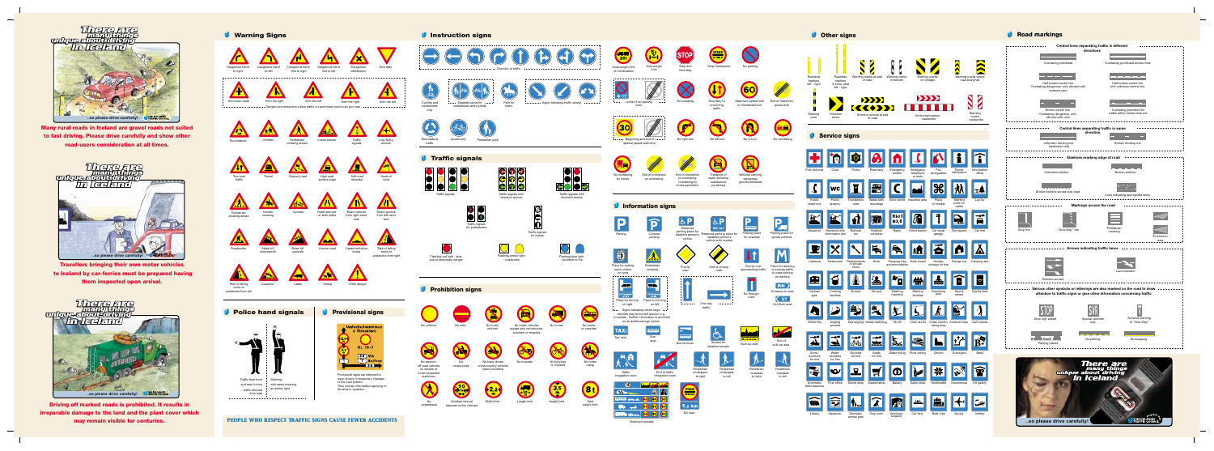There are many things unique about driving in Iceland

...so please drive carefully!

**Many rural roads in Iceland are gravel roads not suited to fast driving. Please drive carefully and show other road-users consideration at all times.**

There are many things unique about driving in Iceland

...so please drive carefully!

**Travellers bringing their own motor vehicles to Iceland by car-ferries must be prepared having them inspected upon arrival.**

There are many things unique about driving in Iceland

...so please drive carefully!

**Driving off marked roads is prohibited. It results in irreparable damage to the land and the plant cover which may remain visible for centuries.**

## Warning Signs

Dangerous bend to right · Dangerous bend to left · Dangerous bend first to right · Dangerous bend first to left · Dangerous intersection · Give Way

from side roads · from the right · from the left · from the right · from the left

Dangerous intersection where traffic on secondary road must give way

Roundabout · Children · Pedestrian crossing ahead · Loose stones · Traffic signals · Low flying aircraft

Two way traffic · Tunnel · Slippery road · High road surface edge · Soft road shoulder · Grade of road

Pedestrian crossing ahead · Horses crossing · Cyclists · Road narrows on both sides · Road narrows from right hand side · Road narrows from left hand side

Roadworks · Steep hill downwards · Steep hill upwards · Uneven road · Speed reduction bump · Risk of falling rocks or avalanche from right

Risk of falling rocks or avalanche from left · Unsignposted danger · Cattle · Sheep · Other danger

## Police hand signals

Traffic from front and rear to stop - traffic allowed from side

Warning: with same meaning as amber light

## Provisional signs

Vinnuframkvæmdir á Ölfusvegi · Kl. 19-7 · Vík · Selfoss

Provisional signs are intended to warn drivers of temporary changes in the road system. They contain information applying to the area in question.

**PEOPLE WHO RESPECT TRAFFIC SIGNS CAUSE FEWER ACCIDENTS**

## Instruction signs

Direction of traffic

Cyclists and pedestrians only · Separate lanes for pedestrians and cyclists · Path for riders · Signs indicating traffic lane(s)

Roundabout traffic · Cycles only · Pedestrian path

## Traffic signals

Traffic signals · Traffic signals with direction arrows · Traffic signals with direction arrows

Traffic signals for pedestrians · Traffic signals for buses

Flashing red light - stop due to temporary danger · Flashing amber light - moderate · Flashing blue light - accident or fire

## Prohibition signs

No vehicles · No entry · No motor vehicles · No motor vehicles except solo motorcycles scooters or mopeds · No lorries · No buses or coaches

No tractors off-road vehicles on wheels or motor-propelled machinery · motorcycles · No truck drivers cross-country vehicles (snow scooters) · No mopeds · No bicycles or mopeds · No horse riding

No pedestrians · Smallest interval between motor vehicles · Width limit · Length limit · Height limit · Total weight limit

Dead weight limit of combination · Axle weight limit · Stop and Give Way · Stop Checkpoint · No parking

Limits of no parking zone · No stopping · Give Way to oncoming traffic · Maximum speed limit in kilometres/hour · End of maximum speed limit

Beginning and end of special speed restriction · No right turn · No left turn · No U-turn · No overtaking

No overtaking by lorries · End of prohibition on overtaking · End of prohibition on overtaking Overtaking by lorries permitted · Transport of water-polluting substances prohibited · Vehicles carrying dangerous goods prohibited

## Information signs

Parking · Covered parking · Reserved parking place for disabled person's vehicle · Reserved parking place for disabled person's vehicle with number · Parking place for coaches · Parking place for goods vehicles

Place for parking caravans or camping trailers · Pedestrian crossing · Priority road · End of priority road · Priority over approaching traffic · Place for allowing oncoming traffic to pass parking prohibition

Place for turning on right · Place for turning on left · One way traffic · No through road · Entrance to area · Exit from area

Signs indicating where large vehicles may be turned around e.g. in tunnels. Further information is provided on an additional sign below.

Taxi rank · Bus stop · Bus terminal · Access for disabled people · Built-up area · End of built-up area

Traffic integration zone · End of traffic integration zone · Pedestrian underpass to right · Pedestrian underpass to left · Pedestrian overpass to right · Pedestrian overpass to left

Maximum speeds · Toll road

## Other signs

Roadside markers left - right · Roadside markers in snow areas left - right · Warning marks at side of road · Warning marks in tunnels · Warning marks on bridges · Warning marks where road branches

Warning post · Direction arrows at end of road · Horizontal barriers - roadworks · Warning marks roadworks

## Service signs

First aid post · Clinic · Police · Pharmacy · Emergency shelter · Emergency telephone or radio · Fire extinguisher · Tourist information · Information office

Public telephone · Public lavatory · Destination toilet · Waste tank discharge · Dock centre · Industrial area · Place of interest · Meeting point for walks · Lay-by

Viewpoint · Viewpoint with information dial · Rubbish bin · Rubbish container · Radio · Petrol station · Car repair garage · Tyre repairs · Car-hire

Cafeteria · Restaurant · Refreshments in private homes · Hotel · Sleeping-bag accommodation · Youth hostel · Holiday cottage for hire · Refuge hut · Camping site

Caravan park · Cooking facilities · Shower · Hot pot · Washing machine · Skating facilities · Swimming pool · Sports centre · Sports field

Horse hire · Angling permits · Sea angling · Whale watching · Ski lift · Chair ski lift · Cross country skiing area · Snowmobile trips · Golf course

Snow scooters for hire · Water scooters for hire · Bicycles for hire · Boats for hire · Water skiing · River rafting · Church · Graveyard · Bank

Automatic teller machine · Post office · Social shop · Supermarket · Bakery · Sales kiosk · Handicrafts · Greenhouse · Art gallery

Library · Aquarium · Domestic animal park · Dog hotel · Veterinary surgeon · Car ferry · Boat trips · Airport · Airstrip

## Road markings

**Central lines separating traffic in different directions**

Overtaking prohibited · Overtaking prohibited across line

Half-broken centre line. Overtaking dangerous, only allowed with extreme care · Half-broken centre line with unbroken central line

Broken centre line. Overtaking dangerous, only allowed with care · Overtaking permitted for traffic which broken lane line

**Central lines separating traffic in same direction**

Unbroken dividing line (restriction line) · Broken dividing line

**Sidelines marking edge of road**

Unbroken sideline · Broken sideline

Broken sideline across side road · Lines indicating appropriate lanes

**Markings across the road**

Stop line · "Give Way" line · Pedestrian crossing · Prohibition area

**Arrows indicating traffic lanes**

Direction arrows · Lane indicator

**Various other symbols or letterings are also marked on the road to draw attention to traffic signs or give other information concerning traffic**

STOP · SVR

Stop sign ahead · Special vehicles only · Advance warning of "Give Way"

Parking places · No parking · No stopping

There are many things unique about driving in Iceland

...so please drive carefully!